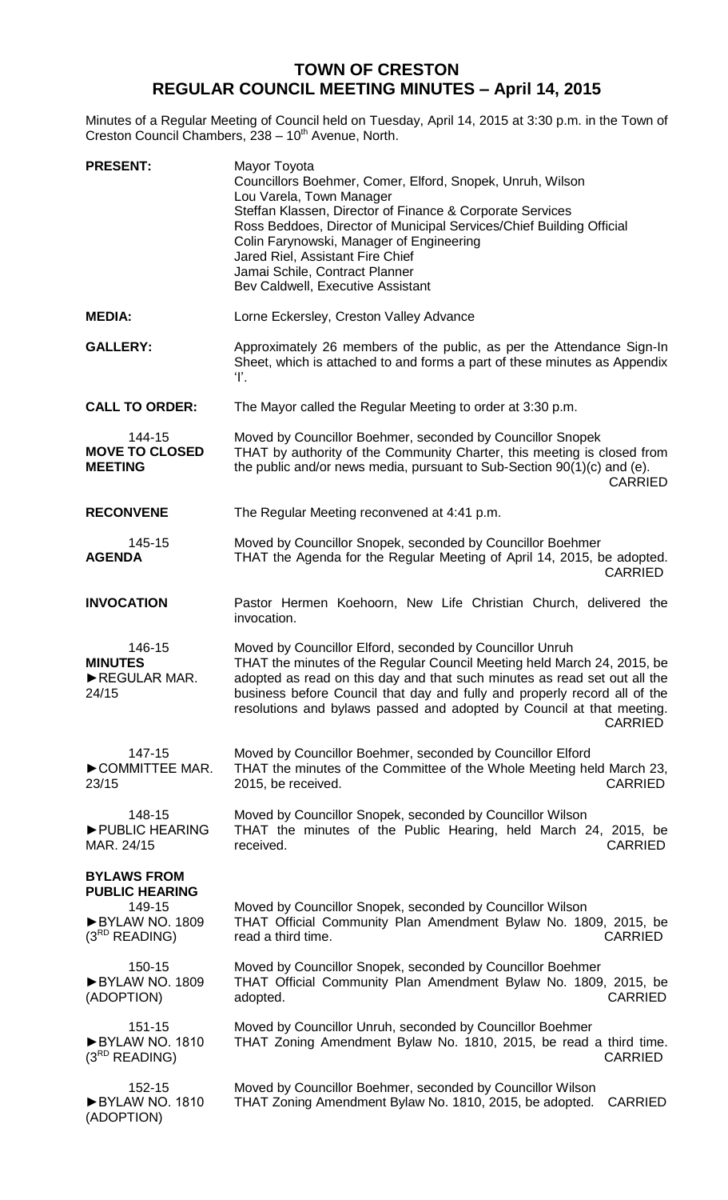# TOWN OF CRESTON
## REGULAR COUNCIL MEETING MINUTES – April 14, 2015

Minutes of a Regular Meeting of Council held on Tuesday, April 14, 2015 at 3:30 p.m. in the Town of Creston Council Chambers, 238 – 10th Avenue, North.

**PRESENT:**
Mayor Toyota
Councillors Boehmer, Comer, Elford, Snopek, Unruh, Wilson
Lou Varela, Town Manager
Steffan Klassen, Director of Finance & Corporate Services
Ross Beddoes, Director of Municipal Services/Chief Building Official
Colin Farynowski, Manager of Engineering
Jared Riel, Assistant Fire Chief
Jamai Schile, Contract Planner
Bev Caldwell, Executive Assistant

**MEDIA:** Lorne Eckersley, Creston Valley Advance

**GALLERY:** Approximately 26 members of the public, as per the Attendance Sign-In Sheet, which is attached to and forms a part of these minutes as Appendix 'I'.

**CALL TO ORDER:** The Mayor called the Regular Meeting to order at 3:30 p.m.

144-15
**MOVE TO CLOSED MEETING**
Moved by Councillor Boehmer, seconded by Councillor Snopek
THAT by authority of the Community Charter, this meeting is closed from the public and/or news media, pursuant to Sub-Section 90(1)(c) and (e).
CARRIED

**RECONVENE** The Regular Meeting reconvened at 4:41 p.m.

145-15
**AGENDA**
Moved by Councillor Snopek, seconded by Councillor Boehmer
THAT the Agenda for the Regular Meeting of April 14, 2015, be adopted.
CARRIED

**INVOCATION** Pastor Hermen Koehoorn, New Life Christian Church, delivered the invocation.

146-15
**MINUTES**
►REGULAR MAR. 24/15
Moved by Councillor Elford, seconded by Councillor Unruh
THAT the minutes of the Regular Council Meeting held March 24, 2015, be adopted as read on this day and that such minutes as read set out all the business before Council that day and fully and properly record all of the resolutions and bylaws passed and adopted by Council at that meeting.
CARRIED

147-15
►COMMITTEE MAR. 23/15
Moved by Councillor Boehmer, seconded by Councillor Elford
THAT the minutes of the Committee of the Whole Meeting held March 23, 2015, be received.
CARRIED

148-15
►PUBLIC HEARING MAR. 24/15
Moved by Councillor Snopek, seconded by Councillor Wilson
THAT the minutes of the Public Hearing, held March 24, 2015, be received.
CARRIED

**BYLAWS FROM PUBLIC HEARING**

149-15
►BYLAW NO. 1809 (3RD READING)
Moved by Councillor Snopek, seconded by Councillor Wilson
THAT Official Community Plan Amendment Bylaw No. 1809, 2015, be read a third time.
CARRIED

150-15
►BYLAW NO. 1809 (ADOPTION)
Moved by Councillor Snopek, seconded by Councillor Boehmer
THAT Official Community Plan Amendment Bylaw No. 1809, 2015, be adopted.
CARRIED

151-15
►BYLAW NO. 1810 (3RD READING)
Moved by Councillor Unruh, seconded by Councillor Boehmer
THAT Zoning Amendment Bylaw No. 1810, 2015, be read a third time.
CARRIED

152-15
►BYLAW NO. 1810 (ADOPTION)
Moved by Councillor Boehmer, seconded by Councillor Wilson
THAT Zoning Amendment Bylaw No. 1810, 2015, be adopted.
CARRIED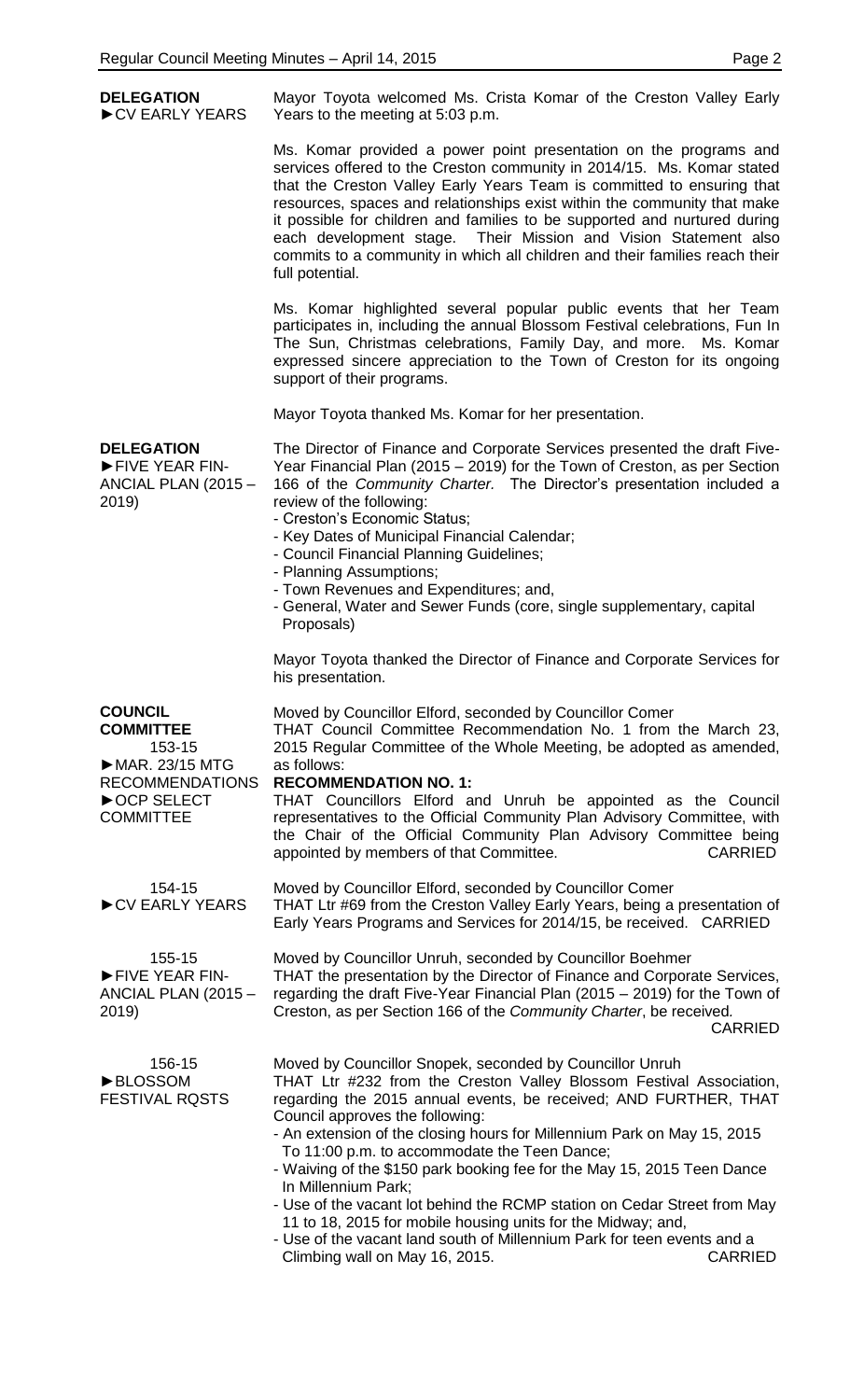**DELEGATION**
►CV EARLY YEARS

Mayor Toyota welcomed Ms. Crista Komar of the Creston Valley Early Years to the meeting at 5:03 p.m.

Ms. Komar provided a power point presentation on the programs and services offered to the Creston community in 2014/15. Ms. Komar stated that the Creston Valley Early Years Team is committed to ensuring that resources, spaces and relationships exist within the community that make it possible for children and families to be supported and nurtured during each development stage. Their Mission and Vision Statement also commits to a community in which all children and their families reach their full potential.

Ms. Komar highlighted several popular public events that her Team participates in, including the annual Blossom Festival celebrations, Fun In The Sun, Christmas celebrations, Family Day, and more. Ms. Komar expressed sincere appreciation to the Town of Creston for its ongoing support of their programs.

Mayor Toyota thanked Ms. Komar for her presentation.

**DELEGATION**
►FIVE YEAR FINANCIAL PLAN (2015 – 2019)

The Director of Finance and Corporate Services presented the draft Five-Year Financial Plan (2015 – 2019) for the Town of Creston, as per Section 166 of the *Community Charter*. The Director's presentation included a review of the following:

- Creston's Economic Status;
- Key Dates of Municipal Financial Calendar;
- Council Financial Planning Guidelines;
- Planning Assumptions;
- Town Revenues and Expenditures; and,
- General, Water and Sewer Funds (core, single supplementary, capital Proposals)

Mayor Toyota thanked the Director of Finance and Corporate Services for his presentation.

**COUNCIL COMMITTEE**
153-15
►MAR. 23/15 MTG RECOMMENDATIONS
►OCP SELECT COMMITTEE

Moved by Councillor Elford, seconded by Councillor Comer
THAT Council Committee Recommendation No. 1 from the March 23, 2015 Regular Committee of the Whole Meeting, be adopted as amended, as follows:

**RECOMMENDATION NO. 1:**
THAT Councillors Elford and Unruh be appointed as the Council representatives to the Official Community Plan Advisory Committee, with the Chair of the Official Community Plan Advisory Committee being appointed by members of that Committee. CARRIED

154-15
►CV EARLY YEARS

Moved by Councillor Elford, seconded by Councillor Comer
THAT Ltr #69 from the Creston Valley Early Years, being a presentation of Early Years Programs and Services for 2014/15, be received. CARRIED

155-15
►FIVE YEAR FINANCIAL PLAN (2015 – 2019)

Moved by Councillor Unruh, seconded by Councillor Boehmer
THAT the presentation by the Director of Finance and Corporate Services, regarding the draft Five-Year Financial Plan (2015 – 2019) for the Town of Creston, as per Section 166 of the *Community Charter*, be received. CARRIED

156-15
►BLOSSOM FESTIVAL RQSTS

Moved by Councillor Snopek, seconded by Councillor Unruh
THAT Ltr #232 from the Creston Valley Blossom Festival Association, regarding the 2015 annual events, be received; AND FURTHER, THAT Council approves the following:

- An extension of the closing hours for Millennium Park on May 15, 2015 To 11:00 p.m. to accommodate the Teen Dance;
- Waiving of the $150 park booking fee for the May 15, 2015 Teen Dance In Millennium Park;
- Use of the vacant lot behind the RCMP station on Cedar Street from May 11 to 18, 2015 for mobile housing units for the Midway; and,
- Use of the vacant land south of Millennium Park for teen events and a Climbing wall on May 16, 2015. CARRIED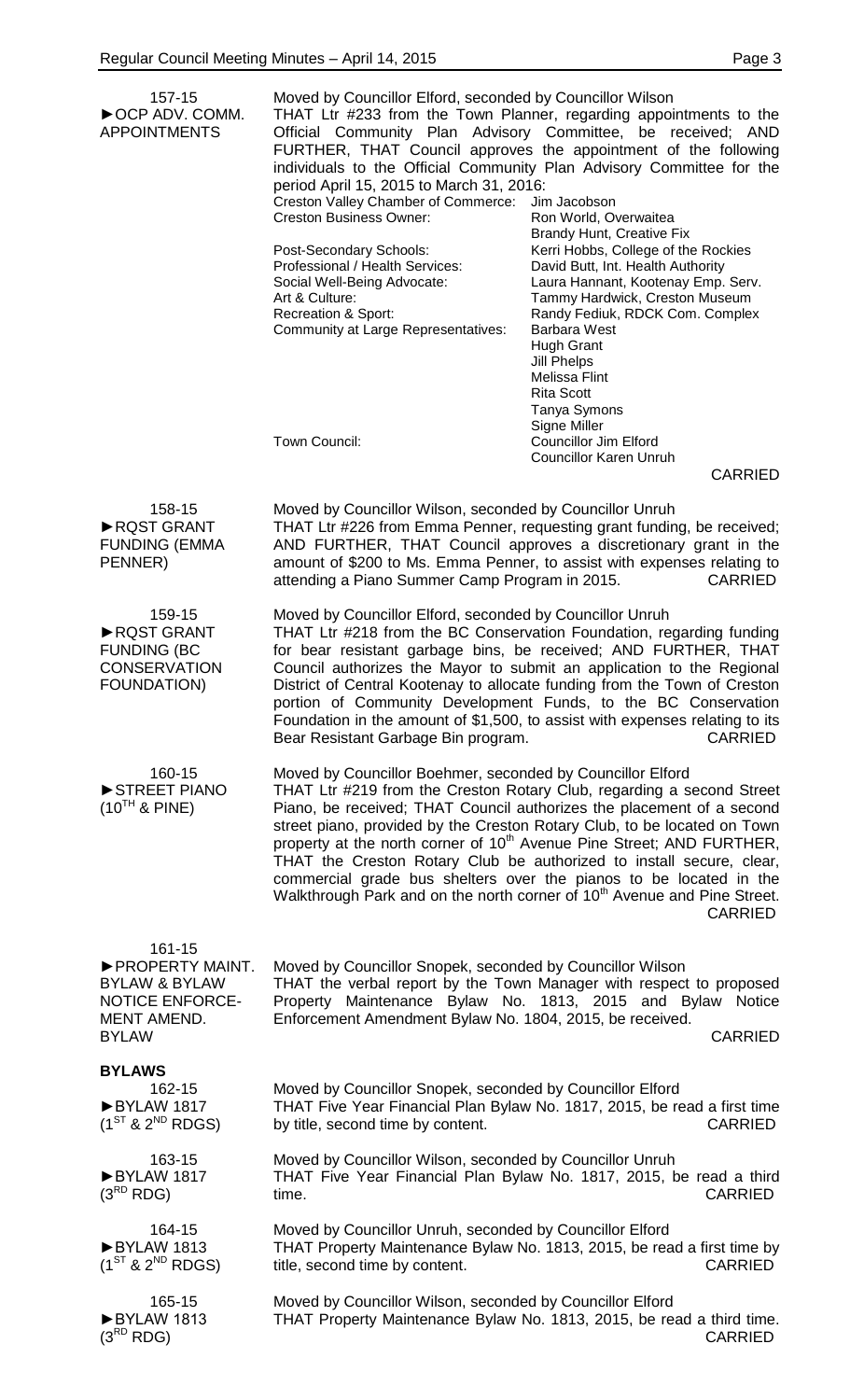157-15
►OCP ADV. COMM. APPOINTMENTS

Moved by Councillor Elford, seconded by Councillor Wilson
THAT Ltr #233 from the Town Planner, regarding appointments to the Official Community Plan Advisory Committee, be received; AND FURTHER, THAT Council approves the appointment of the following individuals to the Official Community Plan Advisory Committee for the period April 15, 2015 to March 31, 2016:

| | |
|---|---|
| Creston Valley Chamber of Commerce: | Jim Jacobson |
| Creston Business Owner: | Ron World, Overwaitea |
| | Brandy Hunt, Creative Fix |
| Post-Secondary Schools: | Kerri Hobbs, College of the Rockies |
| Professional / Health Services: | David Butt, Int. Health Authority |
| Social Well-Being Advocate: | Laura Hannant, Kootenay Emp. Serv. |
| Art & Culture: | Tammy Hardwick, Creston Museum |
| Recreation & Sport: | Randy Fediuk, RDCK Com. Complex |
| Community at Large Representatives: | Barbara West |
| | Hugh Grant |
| | Jill Phelps |
| | Melissa Flint |
| | Rita Scott |
| | Tanya Symons |
| | Signe Miller |
| Town Council: | Councillor Jim Elford |
| | Councillor Karen Unruh |

CARRIED

158-15
►RQST GRANT FUNDING (EMMA PENNER)

Moved by Councillor Wilson, seconded by Councillor Unruh
THAT Ltr #226 from Emma Penner, requesting grant funding, be received; AND FURTHER, THAT Council approves a discretionary grant in the amount of $200 to Ms. Emma Penner, to assist with expenses relating to attending a Piano Summer Camp Program in 2015. CARRIED

159-15
►RQST GRANT FUNDING (BC CONSERVATION FOUNDATION)

Moved by Councillor Elford, seconded by Councillor Unruh
THAT Ltr #218 from the BC Conservation Foundation, regarding funding for bear resistant garbage bins, be received; AND FURTHER, THAT Council authorizes the Mayor to submit an application to the Regional District of Central Kootenay to allocate funding from the Town of Creston portion of Community Development Funds, to the BC Conservation Foundation in the amount of $1,500, to assist with expenses relating to its Bear Resistant Garbage Bin program. CARRIED

160-15
►STREET PIANO ($10^{TH}$ & PINE)

Moved by Councillor Boehmer, seconded by Councillor Elford
THAT Ltr #219 from the Creston Rotary Club, regarding a second Street Piano, be received; THAT Council authorizes the placement of a second street piano, provided by the Creston Rotary Club, to be located on Town property at the north corner of $10^{th}$ Avenue Pine Street; AND FURTHER, THAT the Creston Rotary Club be authorized to install secure, clear, commercial grade bus shelters over the pianos to be located in the Walkthrough Park and on the north corner of $10^{th}$ Avenue and Pine Street. CARRIED

161-15
►PROPERTY MAINT. BYLAW & BYLAW NOTICE ENFORCEMENT AMEND. BYLAW

Moved by Councillor Snopek, seconded by Councillor Wilson
THAT the verbal report by the Town Manager with respect to proposed Property Maintenance Bylaw No. 1813, 2015 and Bylaw Notice Enforcement Amendment Bylaw No. 1804, 2015, be received. CARRIED

## BYLAWS

162-15
►BYLAW 1817 ($1^{ST}$ & $2^{ND}$ RDGS)

Moved by Councillor Snopek, seconded by Councillor Elford
THAT Five Year Financial Plan Bylaw No. 1817, 2015, be read a first time by title, second time by content. CARRIED

163-15
►BYLAW 1817 ($3^{RD}$ RDG)

Moved by Councillor Wilson, seconded by Councillor Unruh
THAT Five Year Financial Plan Bylaw No. 1817, 2015, be read a third time. CARRIED

164-15
►BYLAW 1813 ($1^{ST}$ & $2^{ND}$ RDGS)

Moved by Councillor Unruh, seconded by Councillor Elford
THAT Property Maintenance Bylaw No. 1813, 2015, be read a first time by title, second time by content. CARRIED

165-15
►BYLAW 1813 ($3^{RD}$ RDG)

Moved by Councillor Wilson, seconded by Councillor Elford
THAT Property Maintenance Bylaw No. 1813, 2015, be read a third time. CARRIED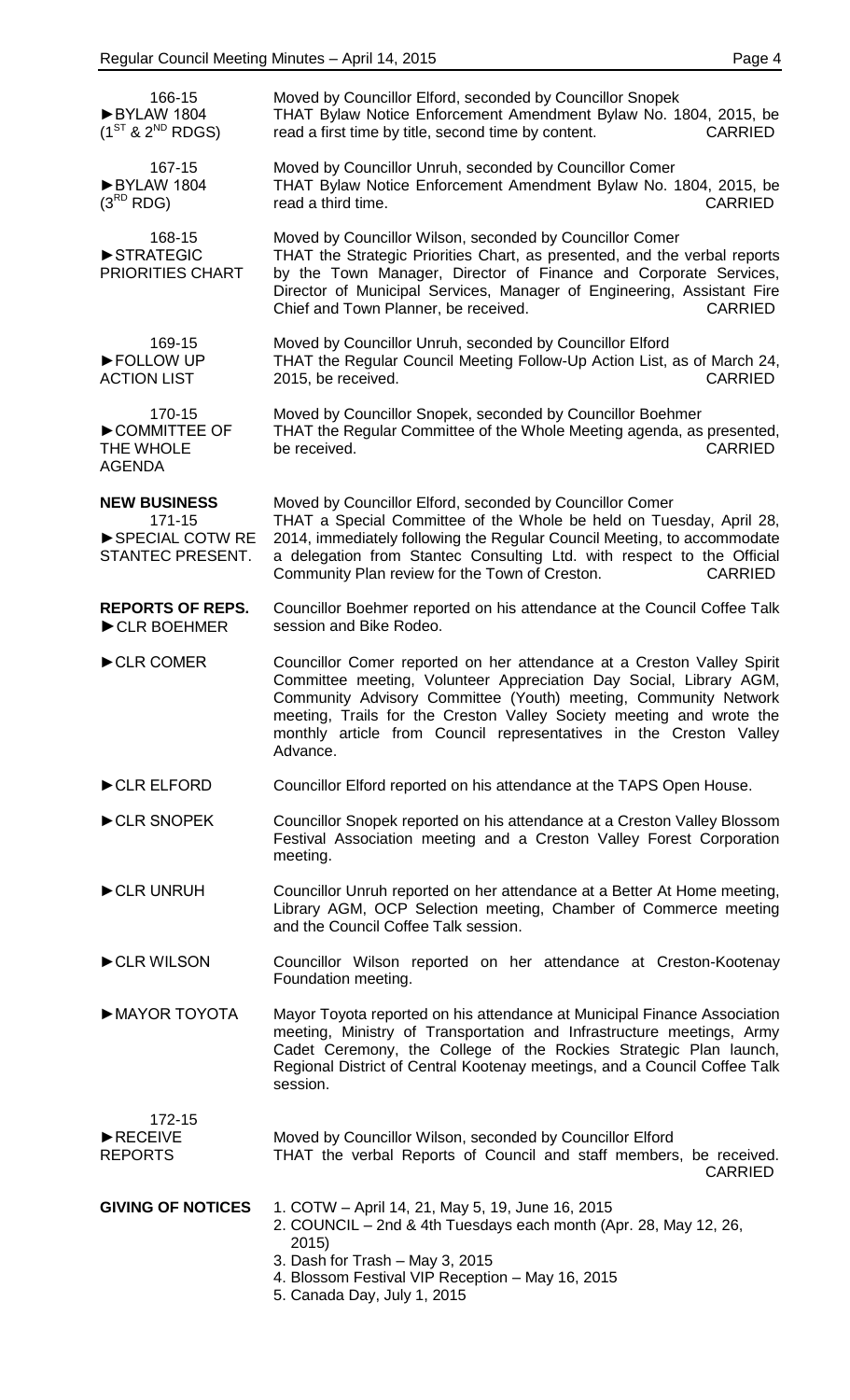| | |
|---|---|
| 166-15<br>►BYLAW 1804<br>($1^{ST}$ & $2^{ND}$ RDGS) | Moved by Councillor Elford, seconded by Councillor Snopek<br>THAT Bylaw Notice Enforcement Amendment Bylaw No. 1804, 2015, be read a first time by title, second time by content. CARRIED |
| 167-15<br>►BYLAW 1804<br>($3^{RD}$ RDG) | Moved by Councillor Unruh, seconded by Councillor Comer<br>THAT Bylaw Notice Enforcement Amendment Bylaw No. 1804, 2015, be read a third time. CARRIED |
| 168-15<br>►STRATEGIC PRIORITIES CHART | Moved by Councillor Wilson, seconded by Councillor Comer<br>THAT the Strategic Priorities Chart, as presented, and the verbal reports by the Town Manager, Director of Finance and Corporate Services, Director of Municipal Services, Manager of Engineering, Assistant Fire Chief and Town Planner, be received. CARRIED |
| 169-15<br>►FOLLOW UP ACTION LIST | Moved by Councillor Unruh, seconded by Councillor Elford<br>THAT the Regular Council Meeting Follow-Up Action List, as of March 24, 2015, be received. CARRIED |
| 170-15<br>►COMMITTEE OF THE WHOLE AGENDA | Moved by Councillor Snopek, seconded by Councillor Boehmer<br>THAT the Regular Committee of the Whole Meeting agenda, as presented, be received. CARRIED |
| **NEW BUSINESS**<br>171-15<br>►SPECIAL COTW RE STANTEC PRESENT. | Moved by Councillor Elford, seconded by Councillor Comer<br>THAT a Special Committee of the Whole be held on Tuesday, April 28, 2014, immediately following the Regular Council Meeting, to accommodate a delegation from Stantec Consulting Ltd. with respect to the Official Community Plan review for the Town of Creston. CARRIED |
| **REPORTS OF REPS.**<br>►CLR BOEHMER | Councillor Boehmer reported on his attendance at the Council Coffee Talk session and Bike Rodeo. |
| ►CLR COMER | Councillor Comer reported on her attendance at a Creston Valley Spirit Committee meeting, Volunteer Appreciation Day Social, Library AGM, Community Advisory Committee (Youth) meeting, Community Network meeting, Trails for the Creston Valley Society meeting and wrote the monthly article from Council representatives in the Creston Valley Advance. |
| ►CLR ELFORD | Councillor Elford reported on his attendance at the TAPS Open House. |
| ►CLR SNOPEK | Councillor Snopek reported on his attendance at a Creston Valley Blossom Festival Association meeting and a Creston Valley Forest Corporation meeting. |
| ►CLR UNRUH | Councillor Unruh reported on her attendance at a Better At Home meeting, Library AGM, OCP Selection meeting, Chamber of Commerce meeting and the Council Coffee Talk session. |
| ►CLR WILSON | Councillor Wilson reported on her attendance at Creston-Kootenay Foundation meeting. |
| ►MAYOR TOYOTA | Mayor Toyota reported on his attendance at Municipal Finance Association meeting, Ministry of Transportation and Infrastructure meetings, Army Cadet Ceremony, the College of the Rockies Strategic Plan launch, Regional District of Central Kootenay meetings, and a Council Coffee Talk session. |
| 172-15<br>►RECEIVE REPORTS | Moved by Councillor Wilson, seconded by Councillor Elford<br>THAT the verbal Reports of Council and staff members, be received. CARRIED |
| **GIVING OF NOTICES** | 1. COTW – April 14, 21, May 5, 19, June 16, 2015<br>2. COUNCIL – 2nd & 4th Tuesdays each month (Apr. 28, May 12, 26, 2015)<br>3. Dash for Trash – May 3, 2015<br>4. Blossom Festival VIP Reception – May 16, 2015<br>5. Canada Day, July 1, 2015 |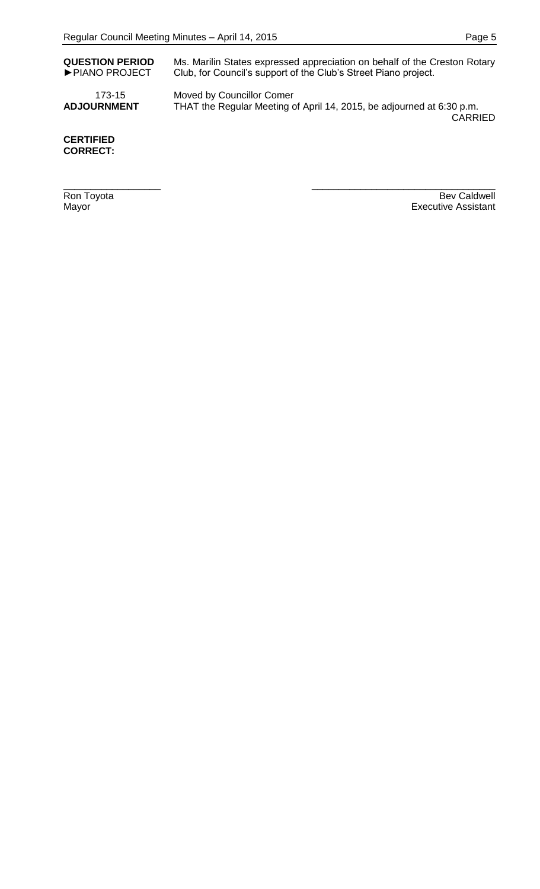**QUESTION PERIOD**
►PIANO PROJECT

Ms. Marilin States expressed appreciation on behalf of the Creston Rotary Club, for Council's support of the Club's Street Piano project.

173-15
**ADJOURNMENT**

Moved by Councillor Comer
THAT the Regular Meeting of April 14, 2015, be adjourned at 6:30 p.m.

CARRIED

**CERTIFIED CORRECT:**

| | |
|---|---|
| ___________________ | ___________________ |
| Ron Toyota | Bev Caldwell |
| Mayor | Executive Assistant |